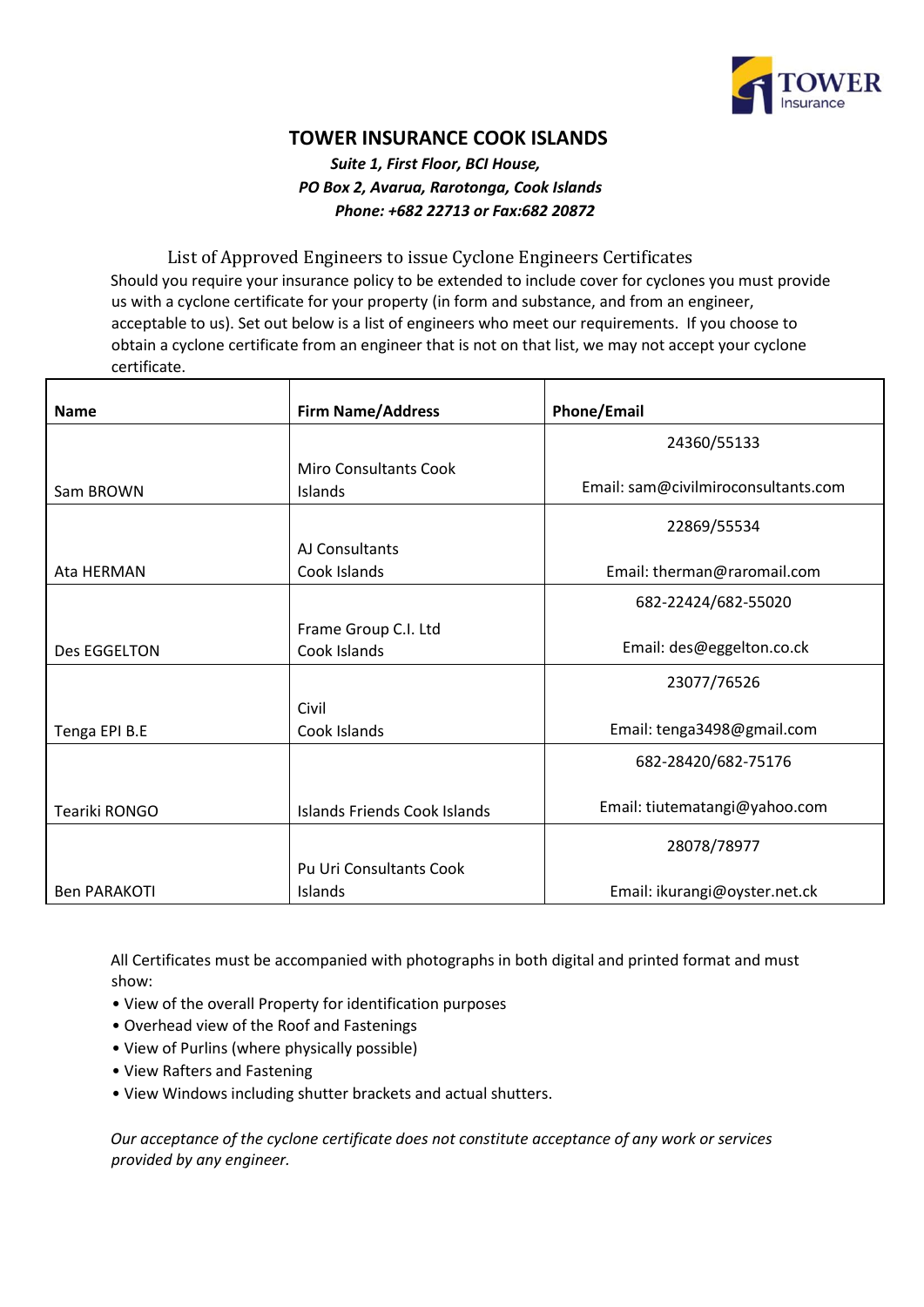# TOWER INSURANCE COOK ISLANDS

***Suite 1, First Floor, BCI House,***
***PO Box 2, Avarua, Rarotonga, Cook Islands***
***Phone: +682 22713 or Fax:682 20872***

## List of Approved Engineers to issue Cyclone Engineers Certificates

Should you require your insurance policy to be extended to include cover for cyclones you must provide us with a cyclone certificate for your property (in form and substance, and from an engineer, acceptable to us). Set out below is a list of engineers who meet our requirements. If you choose to obtain a cyclone certificate from an engineer that is not on that list, we may not accept your cyclone certificate.

| Name | Firm Name/Address | Phone/Email |
|---|---|---|
| Sam BROWN | Miro Consultants Cook Islands | 24360/55133<br>Email: sam@civilmiroconsultants.com |
| Ata HERMAN | AJ Consultants Cook Islands | 22869/55534<br>Email: therman@raromail.com |
| Des EGGELTON | Frame Group C.I. Ltd Cook Islands | 682-22424/682-55020<br>Email: des@eggelton.co.ck |
| Tenga EPI B.E | Civil Cook Islands | 23077/76526<br>Email: tenga3498@gmail.com |
| Teariki RONGO | Islands Friends Cook Islands | 682-28420/682-75176<br>Email: tiutematangi@yahoo.com |
| Ben PARAKOTI | Pu Uri Consultants Cook Islands | 28078/78977<br>Email: ikurangi@oyster.net.ck |

All Certificates must be accompanied with photographs in both digital and printed format and must show:

- View of the overall Property for identification purposes
- Overhead view of the Roof and Fastenings
- View of Purlins (where physically possible)
- View Rafters and Fastening
- View Windows including shutter brackets and actual shutters.

*Our acceptance of the cyclone certificate does not constitute acceptance of any work or services provided by any engineer.*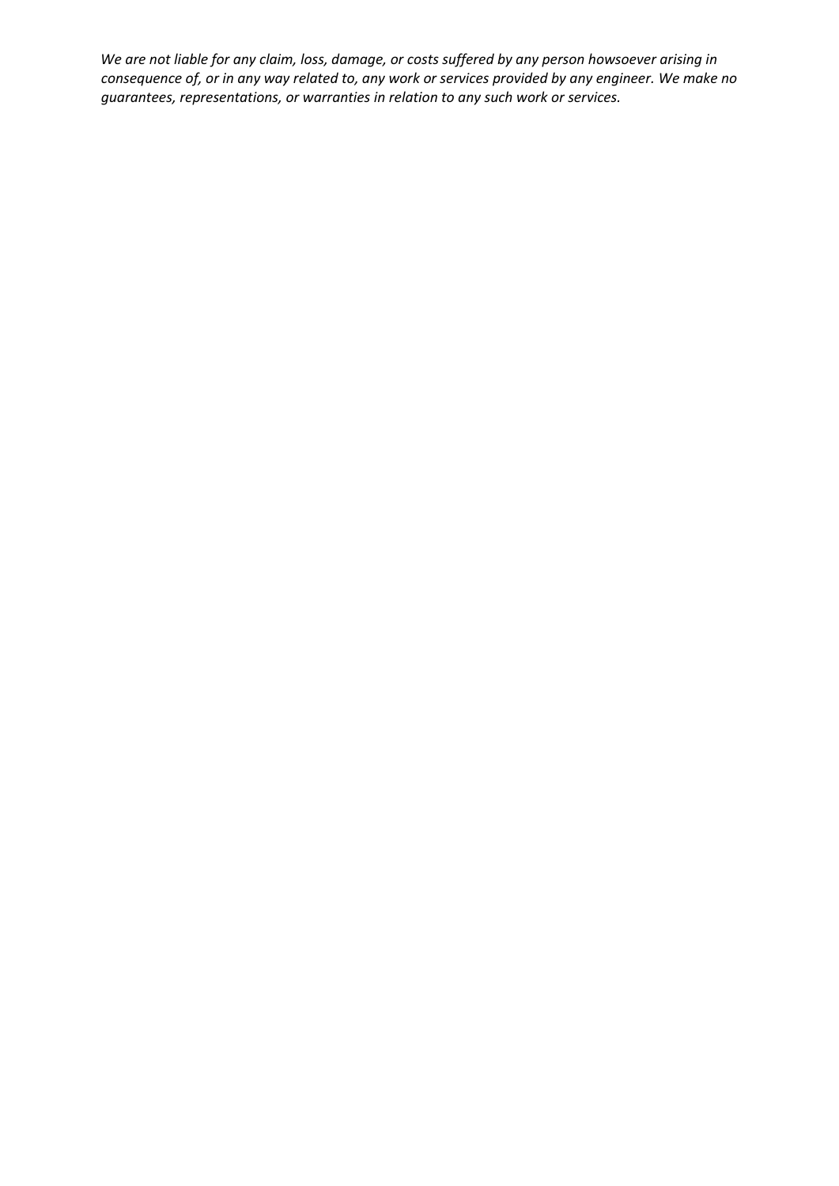*We are not liable for any claim, loss, damage, or costs suffered by any person howsoever arising in consequence of, or in any way related to, any work or services provided by any engineer. We make no guarantees, representations, or warranties in relation to any such work or services.*